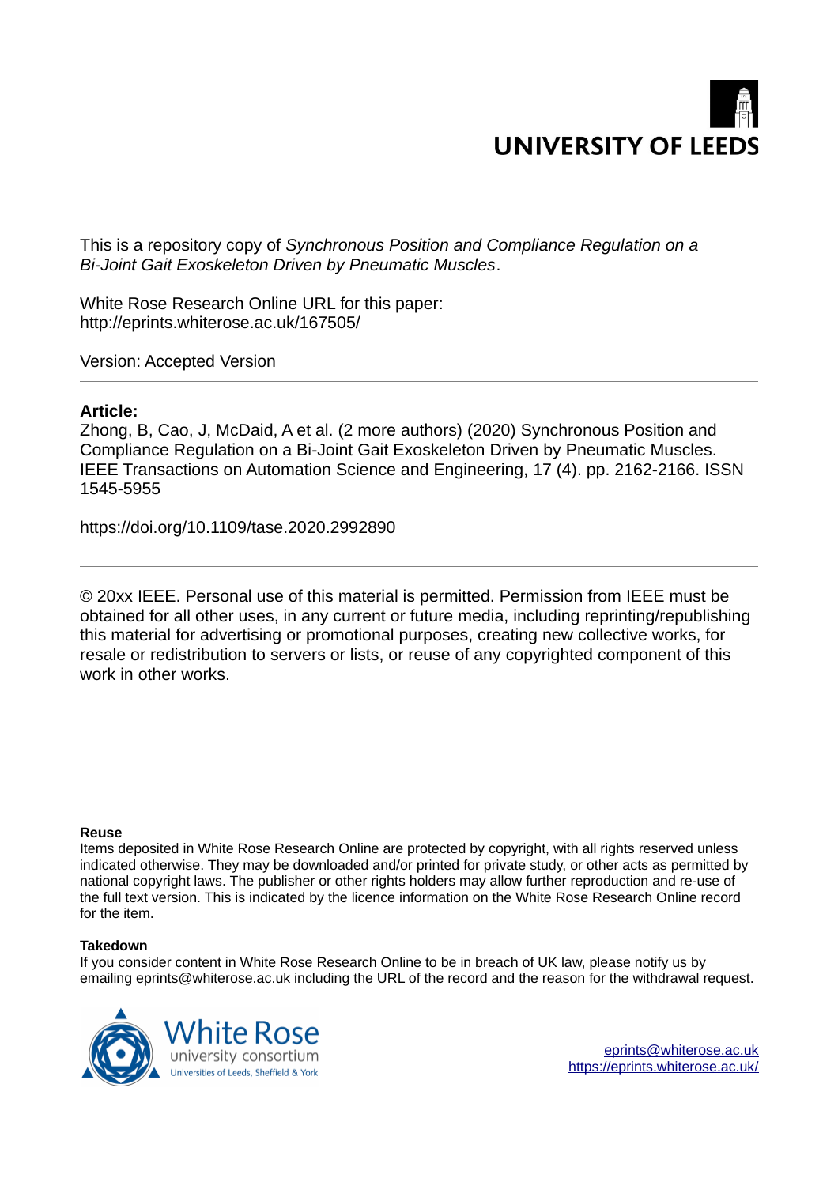UNIVERSITY OF LEEDS

This is a repository copy of *Synchronous Position and Compliance Regulation on a Bi-Joint Gait Exoskeleton Driven by Pneumatic Muscles*.

White Rose Research Online URL for this paper:
http://eprints.whiterose.ac.uk/167505/

Version: Accepted Version

**Article:**

Zhong, B, Cao, J, McDaid, A et al. (2 more authors) (2020) Synchronous Position and Compliance Regulation on a Bi-Joint Gait Exoskeleton Driven by Pneumatic Muscles. IEEE Transactions on Automation Science and Engineering, 17 (4). pp. 2162-2166. ISSN 1545-5955

https://doi.org/10.1109/tase.2020.2992890

© 20xx IEEE. Personal use of this material is permitted. Permission from IEEE must be obtained for all other uses, in any current or future media, including reprinting/republishing this material for advertising or promotional purposes, creating new collective works, for resale or redistribution to servers or lists, or reuse of any copyrighted component of this work in other works.

**Reuse**

Items deposited in White Rose Research Online are protected by copyright, with all rights reserved unless indicated otherwise. They may be downloaded and/or printed for private study, or other acts as permitted by national copyright laws. The publisher or other rights holders may allow further reproduction and re-use of the full text version. This is indicated by the licence information on the White Rose Research Online record for the item.

**Takedown**

If you consider content in White Rose Research Online to be in breach of UK law, please notify us by emailing eprints@whiterose.ac.uk including the URL of the record and the reason for the withdrawal request.

White Rose university consortium
Universities of Leeds, Sheffield & York

eprints@whiterose.ac.uk
https://eprints.whiterose.ac.uk/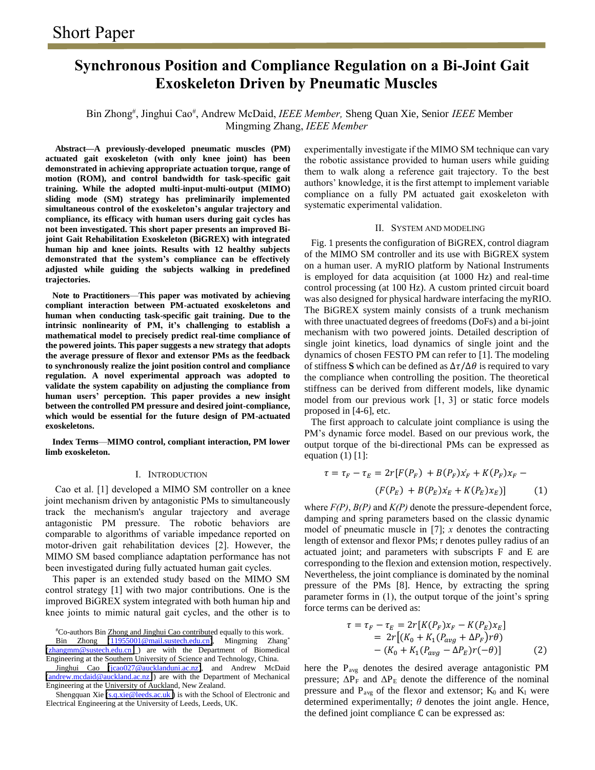Short Paper

# Synchronous Position and Compliance Regulation on a Bi-Joint Gait Exoskeleton Driven by Pneumatic Muscles

Bin Zhong[#], Jinghui Cao[#], Andrew McDaid, *IEEE Member,* Sheng Quan Xie, Senior *IEEE* Member Mingming Zhang, *IEEE Member*

**Abstract—A previously-developed pneumatic muscles (PM) actuated gait exoskeleton (with only knee joint) has been demonstrated in achieving appropriate actuation torque, range of motion (ROM), and control bandwidth for task-specific gait training. While the adopted multi-input-multi-output (MIMO) sliding mode (SM) strategy has preliminarily implemented simultaneous control of the exoskeleton's angular trajectory and compliance, its efficacy with human users during gait cycles has not been investigated. This short paper presents an improved Bi-joint Gait Rehabilitation Exoskeleton (BiGREX) with integrated human hip and knee joints. Results with 12 healthy subjects demonstrated that the system's compliance can be effectively adjusted while guiding the subjects walking in predefined trajectories.**

**Note to Practitioners—This paper was motivated by achieving compliant interaction between PM-actuated exoskeletons and human when conducting task-specific gait training. Due to the intrinsic nonlinearity of PM, it's challenging to establish a mathematical model to precisely predict real-time compliance of the powered joints. This paper suggests a new strategy that adopts the average pressure of flexor and extensor PMs as the feedback to synchronously realize the joint position control and compliance regulation. A novel experimental approach was adopted to validate the system capability on adjusting the compliance from human users' perception. This paper provides a new insight between the controlled PM pressure and desired joint-compliance, which would be essential for the future design of PM-actuated exoskeletons.**

**Index Terms—MIMO control, compliant interaction, PM lower limb exoskeleton.**

## I. Introduction

Cao et al. [1] developed a MIMO SM controller on a knee joint mechanism driven by antagonistic PMs to simultaneously track the mechanism's angular trajectory and average antagonistic PM pressure. The robotic behaviors are comparable to algorithms of variable impedance reported on motor-driven gait rehabilitation devices [2]. However, the MIMO SM based compliance adaptation performance has not been investigated during fully actuated human gait cycles.

This paper is an extended study based on the MIMO SM control strategy [1] with two major contributions. One is the improved BiGREX system integrated with both human hip and knee joints to mimic natural gait cycles, and the other is to experimentally investigate if the MIMO SM technique can vary the robotic assistance provided to human users while guiding them to walk along a reference gait trajectory. To the best authors' knowledge, it is the first attempt to implement variable compliance on a fully PM actuated gait exoskeleton with systematic experimental validation.

## II. System and Modeling

Fig. 1 presents the configuration of BiGREX, control diagram of the MIMO SM controller and its use with BiGREX system on a human user. A myRIO platform by National Instruments is employed for data acquisition (at 1000 Hz) and real-time control processing (at 100 Hz). A custom printed circuit board was also designed for physical hardware interfacing the myRIO. The BiGREX system mainly consists of a trunk mechanism with three unactuated degrees of freedoms (DoFs) and a bi-joint mechanism with two powered joints. Detailed description of single joint kinetics, load dynamics of single joint and the dynamics of chosen FESTO PM can refer to [1]. The modeling of stiffness **S** which can be defined as $\Delta\tau/\Delta\theta$ is required to vary the compliance when controlling the position. The theoretical stiffness can be derived from different models, like dynamic model from our previous work [1, 3] or static force models proposed in [4-6], etc.

The first approach to calculate joint compliance is using the PM's dynamic force model. Based on our previous work, the output torque of the bi-directional PMs can be expressed as equation (1) [1]:

$$\tau = \tau_F - \tau_E = 2r[F(P_F) + B(P_F)\dot{x_F} + K(P_F)x_F - (F(P_E) + B(P_E)\dot{x_E} + K(P_E)x_E)] \quad (1)$$

where *F(P)*, *B(P)* and *K(P)* denote the pressure-dependent force, damping and spring parameters based on the classic dynamic model of pneumatic muscle in [7]; *x* denotes the contracting length of extensor and flexor PMs; r denotes pulley radius of an actuated joint; and parameters with subscripts F and E are corresponding to the flexion and extension motion, respectively. Nevertheless, the joint compliance is dominated by the nominal pressure of the PMs [8]. Hence, by extracting the spring parameter forms in (1), the output torque of the joint's spring force terms can be derived as:

$$\begin{aligned} \tau = \tau_F - \tau_E &= 2r[K(P_F)x_F - K(P_E)x_E] \\ &= 2r\big[(K_0 + K_1(P_{avg} + \Delta P_F)r\theta) \\ &\quad - (K_0 + K_1(P_{avg} - \Delta P_E)r(-\theta)\big] \end{aligned} \quad (2)$$

here the $P_{avg}$ denotes the desired average antagonistic PM pressure; $\Delta P_F$ and $\Delta P_E$ denote the difference of the nominal pressure and $P_{avg}$ of the flexor and extensor; $K_0$ and $K_1$ were determined experimentally; $\theta$ denotes the joint angle. Hence, the defined joint compliance $\mathbb{C}$ can be expressed as:

---

[#]Co-authors Bin Zhong and Jinghui Cao contributed equally to this work.

Bin Zhong (11955001@mail.sustech.edu.cn), Mingming Zhang* (zhangmm@sustech.edu.cn ) are with the Department of Biomedical Engineering at the Southern University of Science and Technology, China.

Jinghui Cao (jcao027@aucklanduni.ac.nz), and Andrew McDaid (andrew.mcdaid@auckland.ac.nz) are with the Department of Mechanical Engineering at the University of Auckland, New Zealand.

Shengquan Xie (s.q.xie@leeds.ac.uk) is with the School of Electronic and Electrical Engineering at the University of Leeds, Leeds, UK.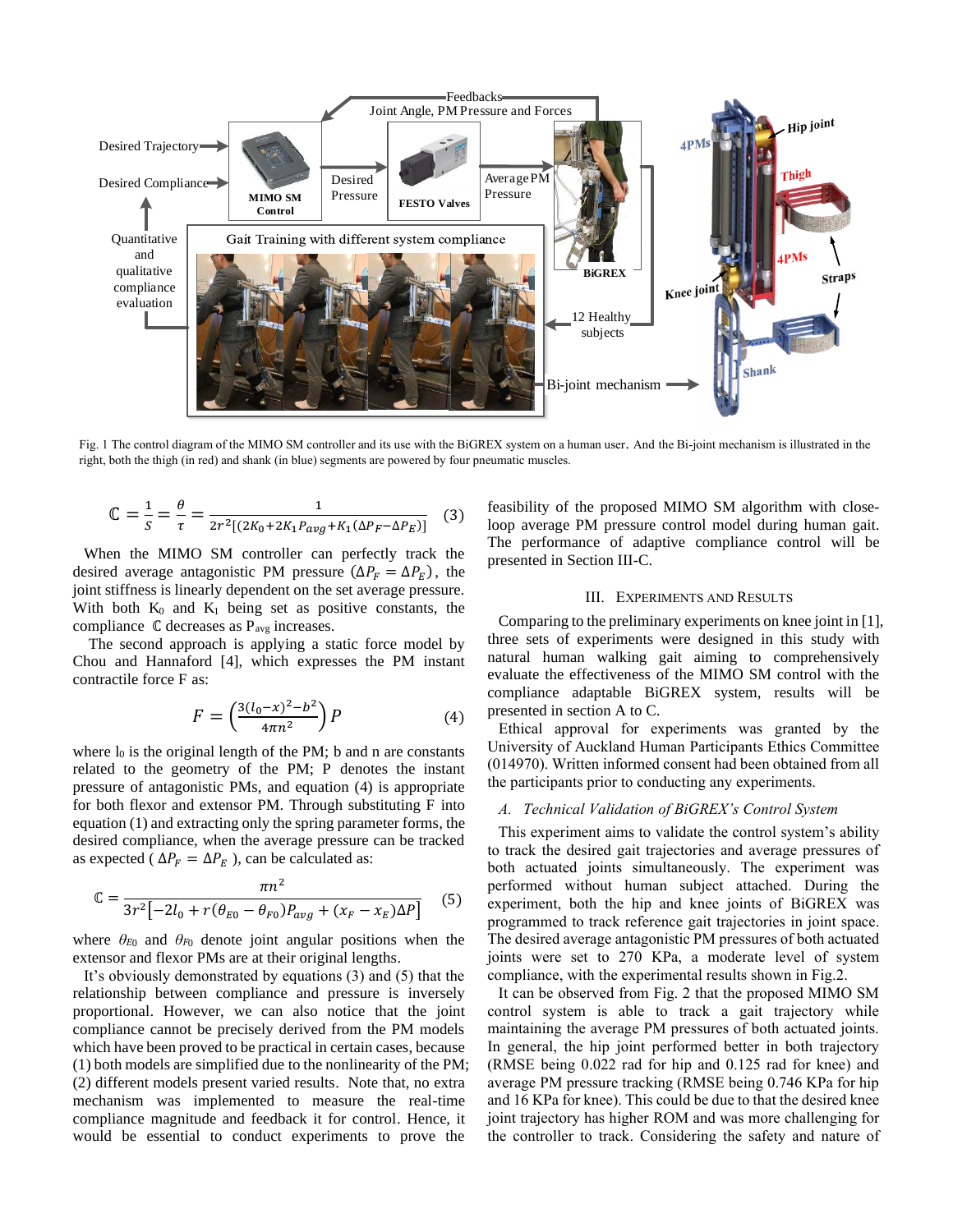Fig. 1 The control diagram of the MIMO SM controller and its use with the BiGREX system on a human user. And the Bi-joint mechanism is illustrated in the right, both the thigh (in red) and shank (in blue) segments are powered by four pneumatic muscles.

$$\mathbb{C} = \frac{1}{S} = \frac{\theta}{\tau} = \frac{1}{2r^2[(2K_0+2K_1P_{avg}+K_1(\Delta P_F-\Delta P_E)]} \quad (3)$$

When the MIMO SM controller can perfectly track the desired average antagonistic PM pressure ($\Delta P_F = \Delta P_E$), the joint stiffness is linearly dependent on the set average pressure. With both $K_0$ and $K_1$ being set as positive constants, the compliance $\mathbb{C}$ decreases as $P_{avg}$ increases.

The second approach is applying a static force model by Chou and Hannaford [4], which expresses the PM instant contractile force F as:

$$F = \left(\frac{3(l_0-x)^2-b^2}{4\pi n^2}\right)P \quad (4)$$

where $l_0$ is the original length of the PM; b and n are constants related to the geometry of the PM; P denotes the instant pressure of antagonistic PMs, and equation (4) is appropriate for both flexor and extensor PM. Through substituting F into equation (1) and extracting only the spring parameter forms, the desired compliance, when the average pressure can be tracked as expected ($\Delta P_F = \Delta P_E$), can be calculated as:

$$\mathbb{C} = \frac{\pi n^2}{3r^2\left[-2l_0 + r(\theta_{E0} - \theta_{F0})P_{avg} + (x_F - x_E)\Delta P\right]} \quad (5)$$

where $\theta_{E0}$ and $\theta_{F0}$ denote joint angular positions when the extensor and flexor PMs are at their original lengths.

It's obviously demonstrated by equations (3) and (5) that the relationship between compliance and pressure is inversely proportional. However, we can also notice that the joint compliance cannot be precisely derived from the PM models which have been proved to be practical in certain cases, because (1) both models are simplified due to the nonlinearity of the PM; (2) different models present varied results. Note that, no extra mechanism was implemented to measure the real-time compliance magnitude and feedback it for control. Hence, it would be essential to conduct experiments to prove the feasibility of the proposed MIMO SM algorithm with close-loop average PM pressure control model during human gait. The performance of adaptive compliance control will be presented in Section III-C.

## III. Experiments and Results

Comparing to the preliminary experiments on knee joint in [1], three sets of experiments were designed in this study with natural human walking gait aiming to comprehensively evaluate the effectiveness of the MIMO SM control with the compliance adaptable BiGREX system, results will be presented in section A to C.

Ethical approval for experiments was granted by the University of Auckland Human Participants Ethics Committee (014970). Written informed consent had been obtained from all the participants prior to conducting any experiments.

### *A. Technical Validation of BiGREX's Control System*

This experiment aims to validate the control system's ability to track the desired gait trajectories and average pressures of both actuated joints simultaneously. The experiment was performed without human subject attached. During the experiment, both the hip and knee joints of BiGREX was programmed to track reference gait trajectories in joint space. The desired average antagonistic PM pressures of both actuated joints were set to 270 KPa, a moderate level of system compliance, with the experimental results shown in Fig.2.

It can be observed from Fig. 2 that the proposed MIMO SM control system is able to track a gait trajectory while maintaining the average PM pressures of both actuated joints. In general, the hip joint performed better in both trajectory (RMSE being 0.022 rad for hip and 0.125 rad for knee) and average PM pressure tracking (RMSE being 0.746 KPa for hip and 16 KPa for knee). This could be due to that the desired knee joint trajectory has higher ROM and was more challenging for the controller to track. Considering the safety and nature of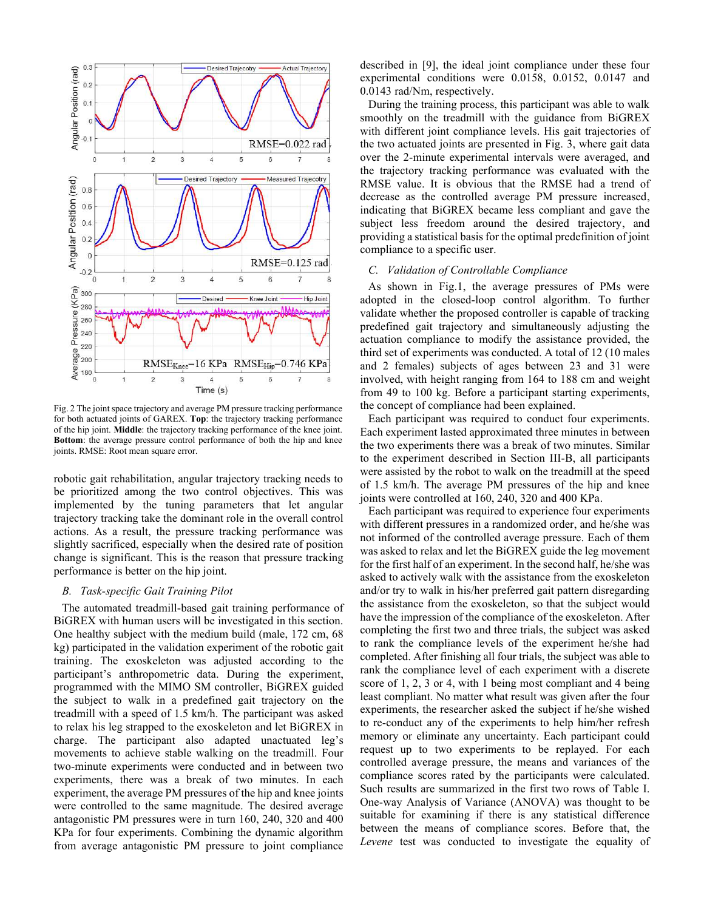Fig. 2 The joint space trajectory and average PM pressure tracking performance for both actuated joints of GAREX. **Top**: the trajectory tracking performance of the hip joint. **Middle**: the trajectory tracking performance of the knee joint. **Bottom**: the average pressure control performance of both the hip and knee joints. RMSE: Root mean square error.

robotic gait rehabilitation, angular trajectory tracking needs to be prioritized among the two control objectives. This was implemented by the tuning parameters that let angular trajectory tracking take the dominant role in the overall control actions. As a result, the pressure tracking performance was slightly sacrificed, especially when the desired rate of position change is significant. This is the reason that pressure tracking performance is better on the hip joint.

### *B. Task-specific Gait Training Pilot*

The automated treadmill-based gait training performance of BiGREX with human users will be investigated in this section. One healthy subject with the medium build (male, 172 cm, 68 kg) participated in the validation experiment of the robotic gait training. The exoskeleton was adjusted according to the participant's anthropometric data. During the experiment, programmed with the MIMO SM controller, BiGREX guided the subject to walk in a predefined gait trajectory on the treadmill with a speed of 1.5 km/h. The participant was asked to relax his leg strapped to the exoskeleton and let BiGREX in charge. The participant also adapted unactuated leg's movements to achieve stable walking on the treadmill. Four two-minute experiments were conducted and in between two experiments, there was a break of two minutes. In each experiment, the average PM pressures of the hip and knee joints were controlled to the same magnitude. The desired average antagonistic PM pressures were in turn 160, 240, 320 and 400 KPa for four experiments. Combining the dynamic algorithm from average antagonistic PM pressure to joint compliance described in [9], the ideal joint compliance under these four experimental conditions were 0.0158, 0.0152, 0.0147 and 0.0143 rad/Nm, respectively.

During the training process, this participant was able to walk smoothly on the treadmill with the guidance from BiGREX with different joint compliance levels. His gait trajectories of the two actuated joints are presented in Fig. 3, where gait data over the 2-minute experimental intervals were averaged, and the trajectory tracking performance was evaluated with the RMSE value. It is obvious that the RMSE had a trend of decrease as the controlled average PM pressure increased, indicating that BiGREX became less compliant and gave the subject less freedom around the desired trajectory, and providing a statistical basis for the optimal predefinition of joint compliance to a specific user.

### *C. Validation of Controllable Compliance*

As shown in Fig.1, the average pressures of PMs were adopted in the closed-loop control algorithm. To further validate whether the proposed controller is capable of tracking predefined gait trajectory and simultaneously adjusting the actuation compliance to modify the assistance provided, the third set of experiments was conducted. A total of 12 (10 males and 2 females) subjects of ages between 23 and 31 were involved, with height ranging from 164 to 188 cm and weight from 49 to 100 kg. Before a participant starting experiments, the concept of compliance had been explained.

Each participant was required to conduct four experiments. Each experiment lasted approximated three minutes in between the two experiments there was a break of two minutes. Similar to the experiment described in Section III-B, all participants were assisted by the robot to walk on the treadmill at the speed of 1.5 km/h. The average PM pressures of the hip and knee joints were controlled at 160, 240, 320 and 400 KPa.

Each participant was required to experience four experiments with different pressures in a randomized order, and he/she was not informed of the controlled average pressure. Each of them was asked to relax and let the BiGREX guide the leg movement for the first half of an experiment. In the second half, he/she was asked to actively walk with the assistance from the exoskeleton and/or try to walk in his/her preferred gait pattern disregarding the assistance from the exoskeleton, so that the subject would have the impression of the compliance of the exoskeleton. After completing the first two and three trials, the subject was asked to rank the compliance levels of the experiment he/she had completed. After finishing all four trials, the subject was able to rank the compliance level of each experiment with a discrete score of 1, 2, 3 or 4, with 1 being most compliant and 4 being least compliant. No matter what result was given after the four experiments, the researcher asked the subject if he/she wished to re-conduct any of the experiments to help him/her refresh memory or eliminate any uncertainty. Each participant could request up to two experiments to be replayed. For each controlled average pressure, the means and variances of the compliance scores rated by the participants were calculated. Such results are summarized in the first two rows of Table I. One-way Analysis of Variance (ANOVA) was thought to be suitable for examining if there is any statistical difference between the means of compliance scores. Before that, the *Levene* test was conducted to investigate the equality of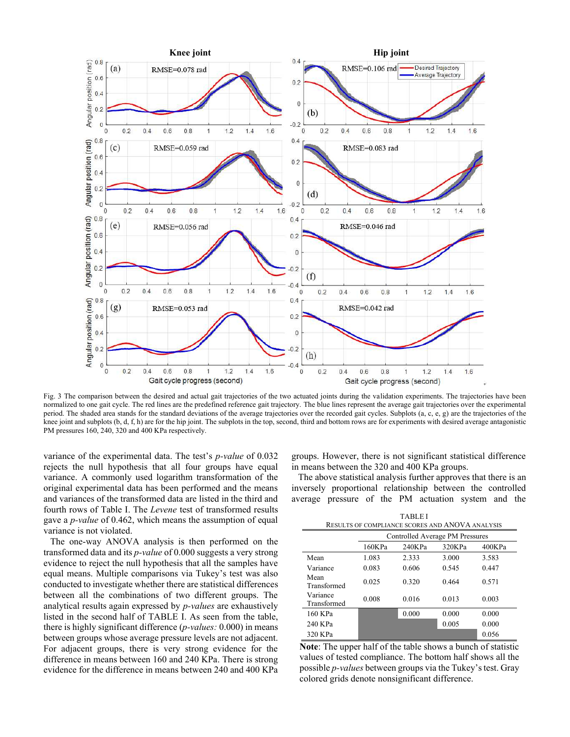Fig. 3 The comparison between the desired and actual gait trajectories of the two actuated joints during the validation experiments. The trajectories have been normalized to one gait cycle. The red lines are the predefined reference gait trajectory. The blue lines represent the average gait trajectories over the experimental period. The shaded area stands for the standard deviations of the average trajectories over the recorded gait cycles. Subplots (a, c, e, g) are the trajectories of the knee joint and subplots (b, d, f, h) are for the hip joint. The subplots in the top, second, third and bottom rows are for experiments with desired average antagonistic PM pressures 160, 240, 320 and 400 KPa respectively.

variance of the experimental data. The test's *p-value* of 0.032 rejects the null hypothesis that all four groups have equal variance. A commonly used logarithm transformation of the original experimental data has been performed and the means and variances of the transformed data are listed in the third and fourth rows of Table I. The *Levene* test of transformed results gave a *p-value* of 0.462, which means the assumption of equal variance is not violated.

The one-way ANOVA analysis is then performed on the transformed data and its *p-value* of 0.000 suggests a very strong evidence to reject the null hypothesis that all the samples have equal means. Multiple comparisons via Tukey's test was also conducted to investigate whether there are statistical differences between all the combinations of two different groups. The analytical results again expressed by *p-values* are exhaustively listed in the second half of TABLE I. As seen from the table, there is highly significant difference (*p-values:* 0.000) in means between groups whose average pressure levels are not adjacent. For adjacent groups, there is very strong evidence for the difference in means between 160 and 240 KPa. There is strong evidence for the difference in means between 240 and 400 KPa groups. However, there is not significant statistical difference in means between the 320 and 400 KPa groups.

The above statistical analysis further approves that there is an inversely proportional relationship between the controlled average pressure of the PM actuation system and the

TABLE I
RESULTS OF COMPLIANCE SCORES AND ANOVA ANALYSIS

| | Controlled Average PM Pressures | | | |
|---|---|---|---|---|
| | 160KPa | 240KPa | 320KPa | 400KPa |
| Mean | 1.083 | 2.333 | 3.000 | 3.583 |
| Variance | 0.083 | 0.606 | 0.545 | 0.447 |
| Mean Transformed | 0.025 | 0.320 | 0.464 | 0.571 |
| Variance Transformed | 0.008 | 0.016 | 0.013 | 0.003 |
| 160 KPa | | 0.000 | 0.000 | 0.000 |
| 240 KPa | | | 0.005 | 0.000 |
| 320 KPa | | | | 0.056 |

**Note**: The upper half of the table shows a bunch of statistic values of tested compliance. The bottom half shows all the possible *p-values* between groups via the Tukey's test. Gray colored grids denote nonsignificant difference.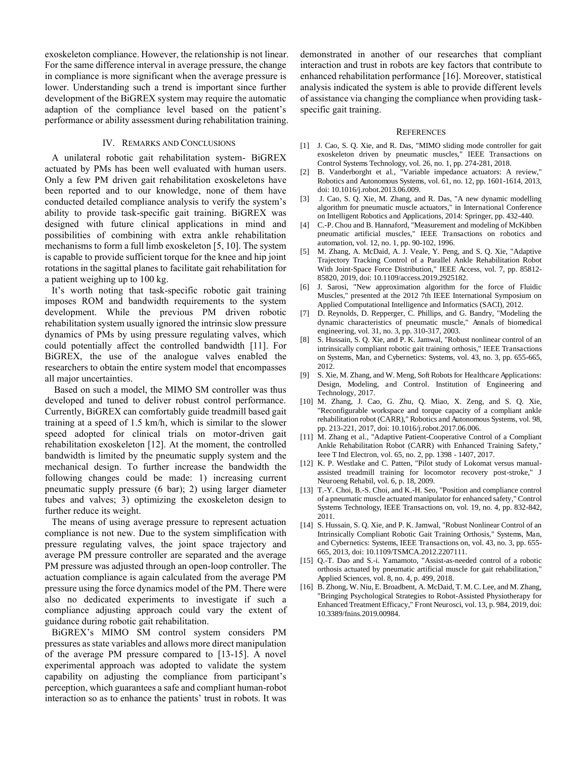exoskeleton compliance. However, the relationship is not linear. For the same difference interval in average pressure, the change in compliance is more significant when the average pressure is lower. Understanding such a trend is important since further development of the BiGREX system may require the automatic adaption of the compliance level based on the patient's performance or ability assessment during rehabilitation training.

## IV. Remarks and Conclusions

A unilateral robotic gait rehabilitation system- BiGREX actuated by PMs has been well evaluated with human users. Only a few PM driven gait rehabilitation exoskeletons have been reported and to our knowledge, none of them have conducted detailed compliance analysis to verify the system's ability to provide task-specific gait training. BiGREX was designed with future clinical applications in mind and possibilities of combining with extra ankle rehabilitation mechanisms to form a full limb exoskeleton [5, 10]. The system is capable to provide sufficient torque for the knee and hip joint rotations in the sagittal planes to facilitate gait rehabilitation for a patient weighing up to 100 kg.

It's worth noting that task-specific robotic gait training imposes ROM and bandwidth requirements to the system development. While the previous PM driven robotic rehabilitation system usually ignored the intrinsic slow pressure dynamics of PMs by using pressure regulating valves, which could potentially affect the controlled bandwidth [11]. For BiGREX, the use of the analogue valves enabled the researchers to obtain the entire system model that encompasses all major uncertainties.

Based on such a model, the MIMO SM controller was thus developed and tuned to deliver robust control performance. Currently, BiGREX can comfortably guide treadmill based gait training at a speed of 1.5 km/h, which is similar to the slower speed adopted for clinical trials on motor-driven gait rehabilitation exoskeleton [12]. At the moment, the controlled bandwidth is limited by the pneumatic supply system and the mechanical design. To further increase the bandwidth the following changes could be made: 1) increasing current pneumatic supply pressure (6 bar); 2) using larger diameter tubes and valves; 3) optimizing the exoskeleton design to further reduce its weight.

The means of using average pressure to represent actuation compliance is not new. Due to the system simplification with pressure regulating valves, the joint space trajectory and average PM pressure controller are separated and the average PM pressure was adjusted through an open-loop controller. The actuation compliance is again calculated from the average PM pressure using the force dynamics model of the PM. There were also no dedicated experiments to investigate if such a compliance adjusting approach could vary the extent of guidance during robotic gait rehabilitation.

BiGREX's MIMO SM control system considers PM pressures as state variables and allows more direct manipulation of the average PM pressure compared to [13-15]. A novel experimental approach was adopted to validate the system capability on adjusting the compliance from participant's perception, which guarantees a safe and compliant human-robot interaction so as to enhance the patients' trust in robots. It was demonstrated in another of our researches that compliant interaction and trust in robots are key factors that contribute to enhanced rehabilitation performance [16]. Moreover, statistical analysis indicated the system is able to provide different levels of assistance via changing the compliance when providing task-specific gait training.

## References

[1] J. Cao, S. Q. Xie, and R. Das, "MIMO sliding mode controller for gait exoskeleton driven by pneumatic muscles," IEEE Transactions on Control Systems Technology, vol. 26, no. 1, pp. 274-281, 2018.

[2] B. Vanderborght et al., "Variable impedance actuators: A review," Robotics and Autonomous Systems, vol. 61, no. 12, pp. 1601-1614, 2013, doi: 10.1016/j.robot.2013.06.009.

[3] J. Cao, S. Q. Xie, M. Zhang, and R. Das, "A new dynamic modelling algorithm for pneumatic muscle actuators," in International Conference on Intelligent Robotics and Applications, 2014: Springer, pp. 432-440.

[4] C.-P. Chou and B. Hannaford, "Measurement and modeling of McKibben pneumatic artificial muscles," IEEE Transactions on robotics and automation, vol. 12, no. 1, pp. 90-102, 1996.

[5] M. Zhang, A. McDaid, A. J. Veale, Y. Peng, and S. Q. Xie, "Adaptive Trajectory Tracking Control of a Parallel Ankle Rehabilitation Robot With Joint-Space Force Distribution," IEEE Access, vol. 7, pp. 85812-85820, 2019, doi: 10.1109/access.2019.2925182.

[6] J. Sarosi, "New approximation algorithm for the force of Fluidic Muscles," presented at the 2012 7th IEEE International Symposium on Applied Computational Intelligence and Informatics (SACI), 2012.

[7] D. Reynolds, D. Repperger, C. Phillips, and G. Bandry, "Modeling the dynamic characteristics of pneumatic muscle," Annals of biomedical engineering, vol. 31, no. 3, pp. 310-317, 2003.

[8] S. Hussain, S. Q. Xie, and P. K. Jamwal, "Robust nonlinear control of an intrinsically compliant robotic gait training orthosis," IEEE Transactions on Systems, Man, and Cybernetics: Systems, vol. 43, no. 3, pp. 655-665, 2012.

[9] S. Xie, M. Zhang, and W. Meng, Soft Robots for Healthcare Applications: Design, Modeling, and Control. Institution of Engineering and Technology, 2017.

[10] M. Zhang, J. Cao, G. Zhu, Q. Miao, X. Zeng, and S. Q. Xie, "Reconfigurable workspace and torque capacity of a compliant ankle rehabilitation robot (CARR)," Robotics and Autonomous Systems, vol. 98, pp. 213-221, 2017, doi: 10.1016/j.robot.2017.06.006.

[11] M. Zhang et al., "Adaptive Patient-Cooperative Control of a Compliant Ankle Rehabilitation Robot (CARR) with Enhanced Training Safety," Ieee T Ind Electron, vol. 65, no. 2, pp. 1398 - 1407, 2017.

[12] K. P. Westlake and C. Patten, "Pilot study of Lokomat versus manual-assisted treadmill training for locomotor recovery post-stroke," J Neuroeng Rehabil, vol. 6, p. 18, 2009.

[13] T.-Y. Choi, B.-S. Choi, and K.-H. Seo, "Position and compliance control of a pneumatic muscle actuated manipulator for enhanced safety," Control Systems Technology, IEEE Transactions on, vol. 19, no. 4, pp. 832-842, 2011.

[14] S. Hussain, S. Q. Xie, and P. K. Jamwal, "Robust Nonlinear Control of an Intrinsically Compliant Robotic Gait Training Orthosis," Systems, Man, and Cybernetics: Systems, IEEE Transactions on, vol. 43, no. 3, pp. 655-665, 2013, doi: 10.1109/TSMCA.2012.2207111.

[15] Q.-T. Dao and S.-i. Yamamoto, "Assist-as-needed control of a robotic orthosis actuated by pneumatic artificial muscle for gait rehabilitation," Applied Sciences, vol. 8, no. 4, p. 499, 2018.

[16] B. Zhong, W. Niu, E. Broadbent, A. McDaid, T. M. C. Lee, and M. Zhang, "Bringing Psychological Strategies to Robot-Assisted Physiotherapy for Enhanced Treatment Efficacy," Front Neurosci, vol. 13, p. 984, 2019, doi: 10.3389/fnins.2019.00984.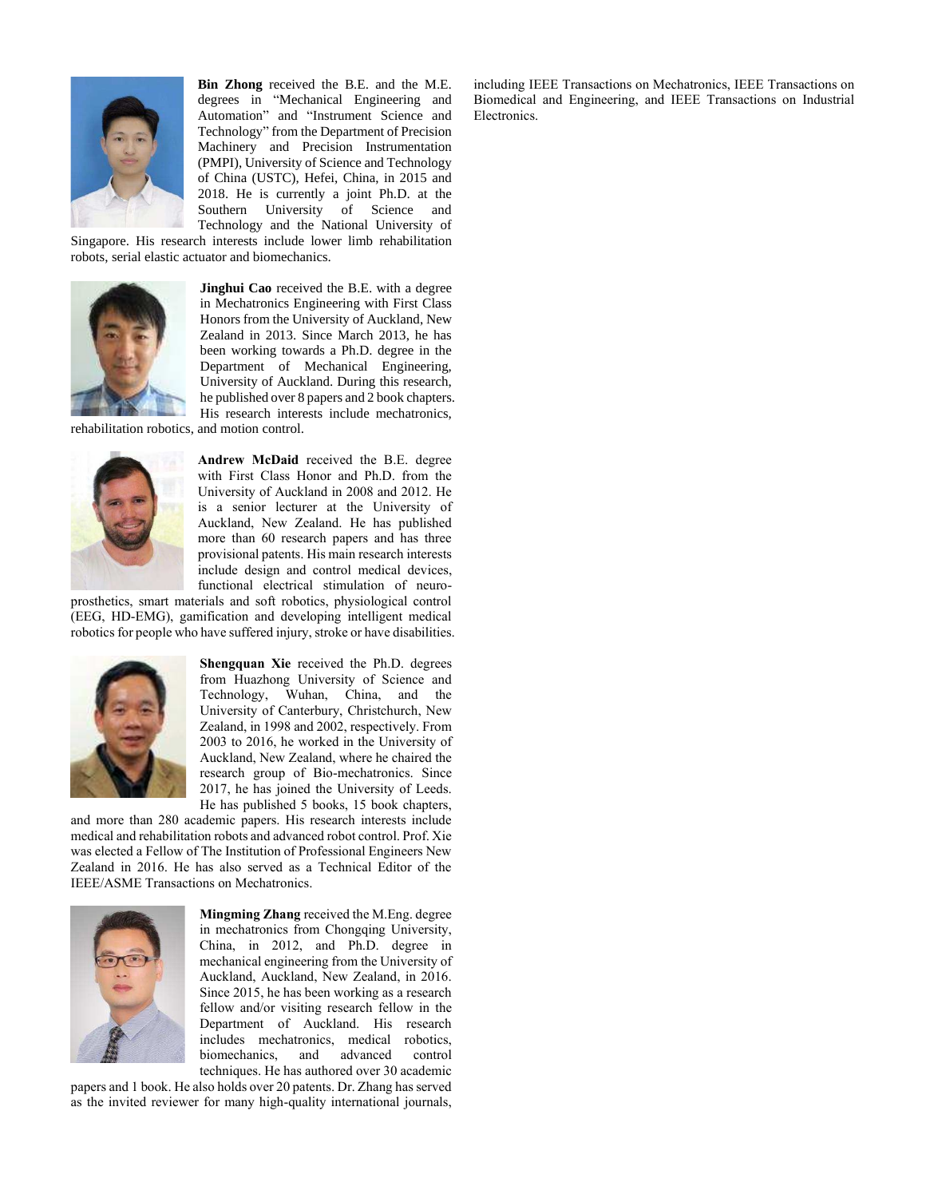**Bin Zhong** received the B.E. and the M.E. degrees in "Mechanical Engineering and Automation" and "Instrument Science and Technology" from the Department of Precision Machinery and Precision Instrumentation (PMPI), University of Science and Technology of China (USTC), Hefei, China, in 2015 and 2018. He is currently a joint Ph.D. at the Southern University of Science and Technology and the National University of Singapore. His research interests include lower limb rehabilitation robots, serial elastic actuator and biomechanics.

**Jinghui Cao** received the B.E. with a degree in Mechatronics Engineering with First Class Honors from the University of Auckland, New Zealand in 2013. Since March 2013, he has been working towards a Ph.D. degree in the Department of Mechanical Engineering, University of Auckland. During this research, he published over 8 papers and 2 book chapters. His research interests include mechatronics, rehabilitation robotics, and motion control.

**Andrew McDaid** received the B.E. degree with First Class Honor and Ph.D. from the University of Auckland in 2008 and 2012. He is a senior lecturer at the University of Auckland, New Zealand. He has published more than 60 research papers and has three provisional patents. His main research interests include design and control medical devices, functional electrical stimulation of neuro-prosthetics, smart materials and soft robotics, physiological control (EEG, HD-EMG), gamification and developing intelligent medical robotics for people who have suffered injury, stroke or have disabilities.

**Shengquan Xie** received the Ph.D. degrees from Huazhong University of Science and Technology, Wuhan, China, and the University of Canterbury, Christchurch, New Zealand, in 1998 and 2002, respectively. From 2003 to 2016, he worked in the University of Auckland, New Zealand, where he chaired the research group of Bio-mechatronics. Since 2017, he has joined the University of Leeds. He has published 5 books, 15 book chapters, and more than 280 academic papers. His research interests include medical and rehabilitation robots and advanced robot control. Prof. Xie was elected a Fellow of The Institution of Professional Engineers New Zealand in 2016. He has also served as a Technical Editor of the IEEE/ASME Transactions on Mechatronics.

**Mingming Zhang** received the M.Eng. degree in mechatronics from Chongqing University, China, in 2012, and Ph.D. degree in mechanical engineering from the University of Auckland, Auckland, New Zealand, in 2016. Since 2015, he has been working as a research fellow and/or visiting research fellow in the Department of Auckland. His research includes mechatronics, medical robotics, biomechanics, and advanced control techniques. He has authored over 30 academic papers and 1 book. He also holds over 20 patents. Dr. Zhang has served as the invited reviewer for many high-quality international journals, including IEEE Transactions on Mechatronics, IEEE Transactions on Biomedical and Engineering, and IEEE Transactions on Industrial Electronics.